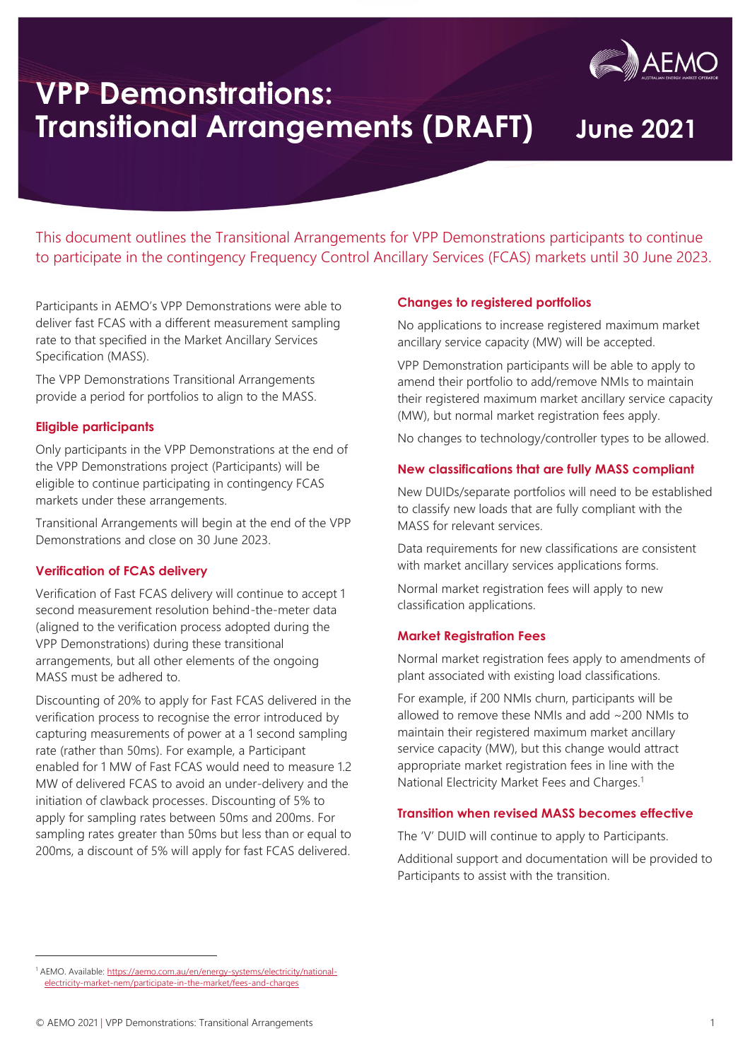# VPP Demonstrations: Transitional Arrangements (DRAFT)

June 2021

This document outlines the Transitional Arrangements for VPP Demonstrations participants to continue to participate in the contingency Frequency Control Ancillary Services (FCAS) markets until 30 June 2023.

Participants in AEMO's VPP Demonstrations were able to deliver fast FCAS with a different measurement sampling rate to that specified in the Market Ancillary Services Specification (MASS).

The VPP Demonstrations Transitional Arrangements provide a period for portfolios to align to the MASS.

## Eligible participants

Only participants in the VPP Demonstrations at the end of the VPP Demonstrations project (Participants) will be eligible to continue participating in contingency FCAS markets under these arrangements.

Transitional Arrangements will begin at the end of the VPP Demonstrations and close on 30 June 2023.

## Verification of FCAS delivery

Verification of Fast FCAS delivery will continue to accept 1 second measurement resolution behind-the-meter data (aligned to the verification process adopted during the VPP Demonstrations) during these transitional arrangements, but all other elements of the ongoing MASS must be adhered to.

Discounting of 20% to apply for Fast FCAS delivered in the verification process to recognise the error introduced by capturing measurements of power at a 1 second sampling rate (rather than 50ms). For example, a Participant enabled for 1 MW of Fast FCAS would need to measure 1.2 MW of delivered FCAS to avoid an under-delivery and the initiation of clawback processes. Discounting of 5% to apply for sampling rates between 50ms and 200ms. For sampling rates greater than 50ms but less than or equal to 200ms, a discount of 5% will apply for fast FCAS delivered.

## Changes to registered portfolios

No applications to increase registered maximum market ancillary service capacity (MW) will be accepted.

VPP Demonstration participants will be able to apply to amend their portfolio to add/remove NMIs to maintain their registered maximum market ancillary service capacity (MW), but normal market registration fees apply.

No changes to technology/controller types to be allowed.

## New classifications that are fully MASS compliant

New DUIDs/separate portfolios will need to be established to classify new loads that are fully compliant with the MASS for relevant services.

Data requirements for new classifications are consistent with market ancillary services applications forms.

Normal market registration fees will apply to new classification applications.

## Market Registration Fees

Normal market registration fees apply to amendments of plant associated with existing load classifications.

For example, if 200 NMIs churn, participants will be allowed to remove these NMIs and add ~200 NMIs to maintain their registered maximum market ancillary service capacity (MW), but this change would attract appropriate market registration fees in line with the National Electricity Market Fees and Charges.[1]

## Transition when revised MASS becomes effective

The 'V' DUID will continue to apply to Participants.

Additional support and documentation will be provided to Participants to assist with the transition.

[1] AEMO. Available: https://aemo.com.au/en/energy-systems/electricity/national-electricity-market-nem/participate-in-the-market/fees-and-charges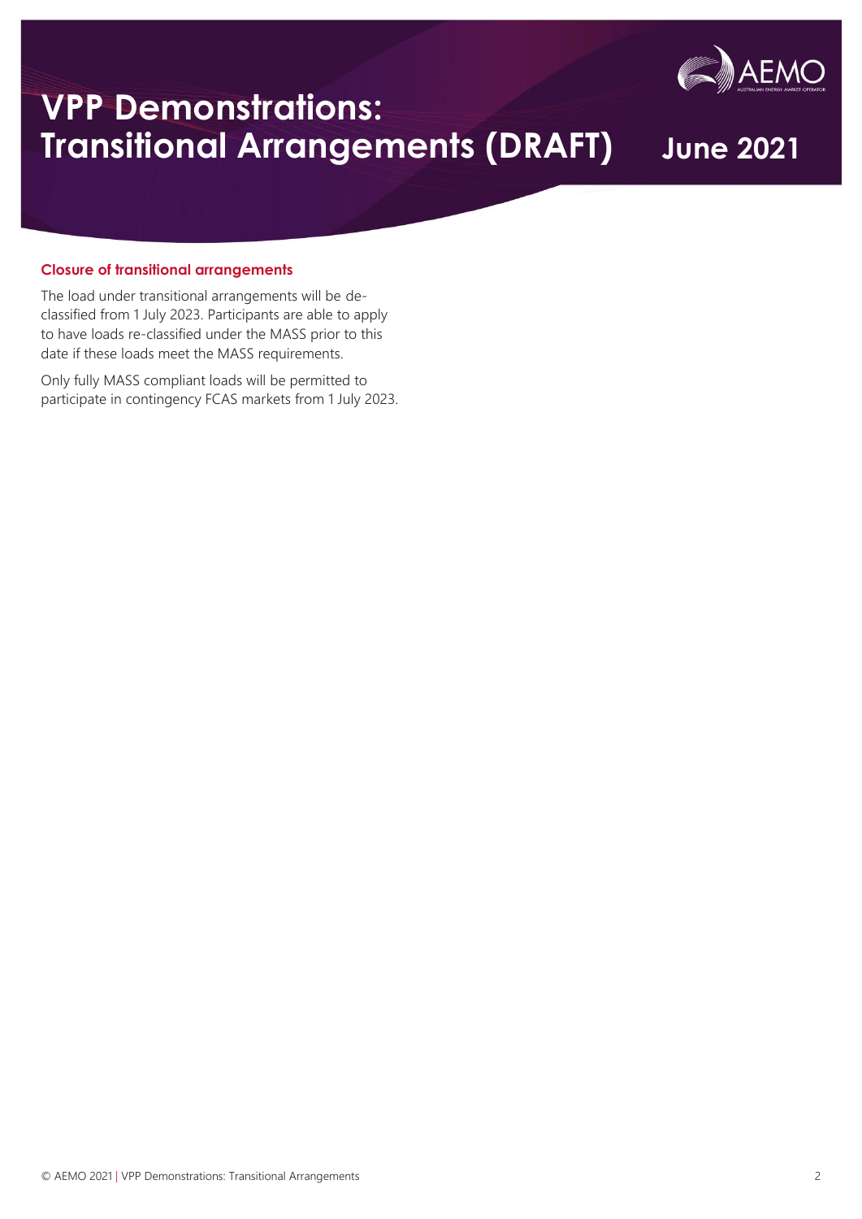# VPP Demonstrations: Transitional Arrangements (DRAFT)

June 2021

### Closure of transitional arrangements

The load under transitional arrangements will be de-classified from 1 July 2023. Participants are able to apply to have loads re-classified under the MASS prior to this date if these loads meet the MASS requirements.

Only fully MASS compliant loads will be permitted to participate in contingency FCAS markets from 1 July 2023.